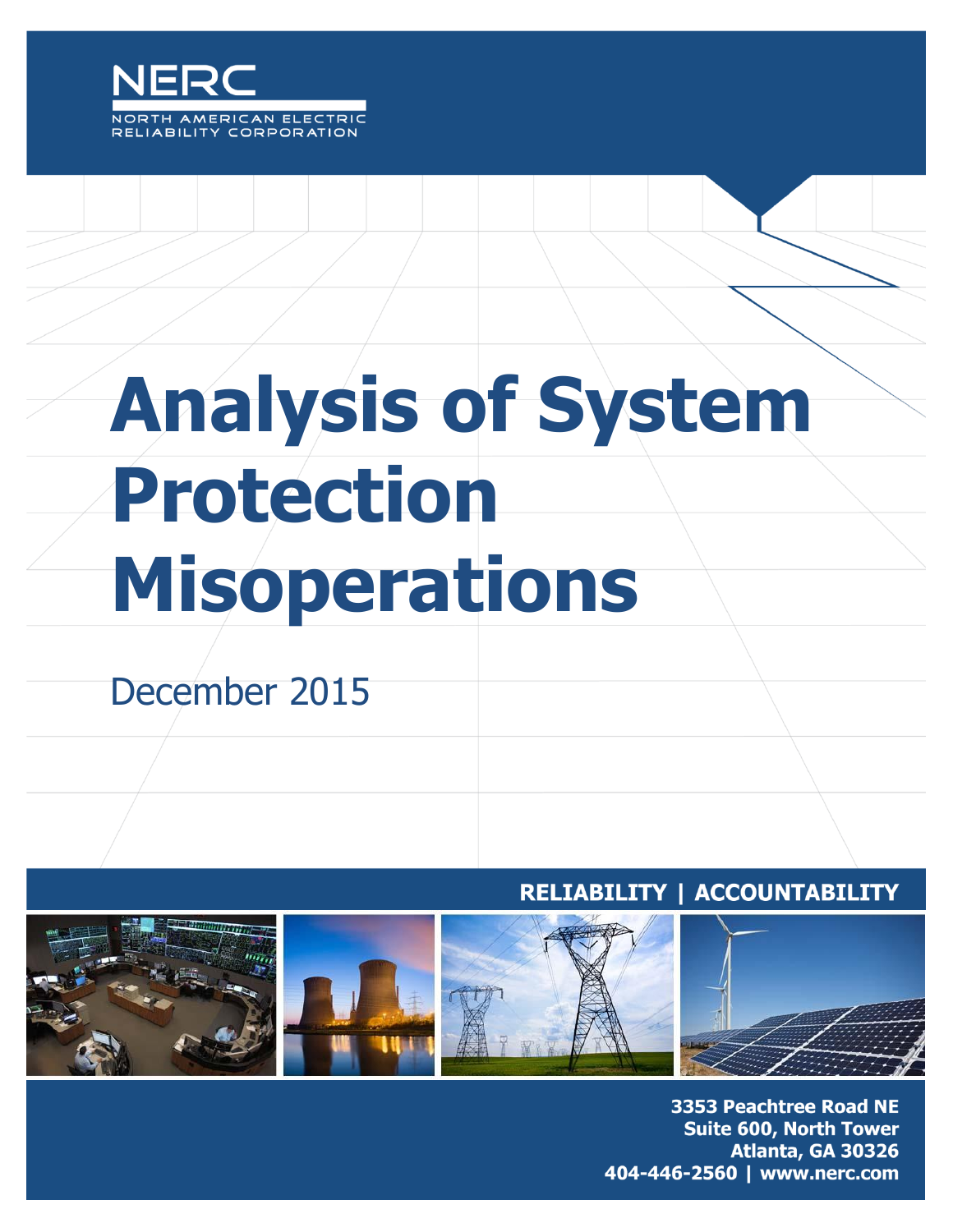NERC

NORTH AMERICAN ELECTRIC RELIABILITY CORPORATION

# Analysis of System Protection Misoperations

December 2015

**RELIABILITY | ACCOUNTABILITY**

**3353 Peachtree Road NE**
**Suite 600, North Tower**
**Atlanta, GA 30326**
**404-446-2560 | www.nerc.com**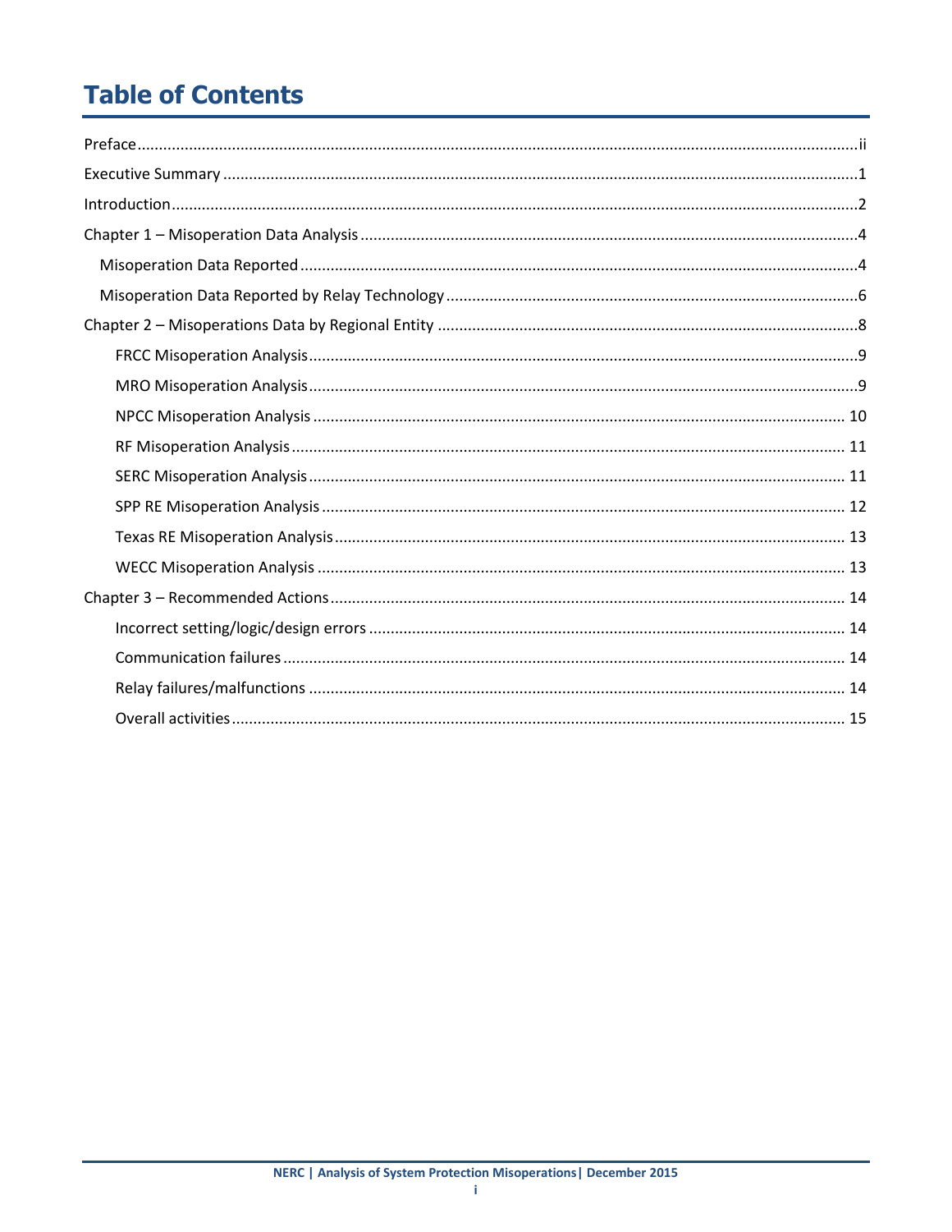# Table of Contents

Preface ..... ii

Executive Summary ..... 1

Introduction ..... 2

Chapter 1 – Misoperation Data Analysis ..... 4

- Misoperation Data Reported ..... 4
- Misoperation Data Reported by Relay Technology ..... 6

Chapter 2 – Misoperations Data by Regional Entity ..... 8

- FRCC Misoperation Analysis ..... 9
- MRO Misoperation Analysis ..... 9
- NPCC Misoperation Analysis ..... 10
- RF Misoperation Analysis ..... 11
- SERC Misoperation Analysis ..... 11
- SPP RE Misoperation Analysis ..... 12
- Texas RE Misoperation Analysis ..... 13
- WECC Misoperation Analysis ..... 13

Chapter 3 – Recommended Actions ..... 14

- Incorrect setting/logic/design errors ..... 14
- Communication failures ..... 14
- Relay failures/malfunctions ..... 14
- Overall activities ..... 15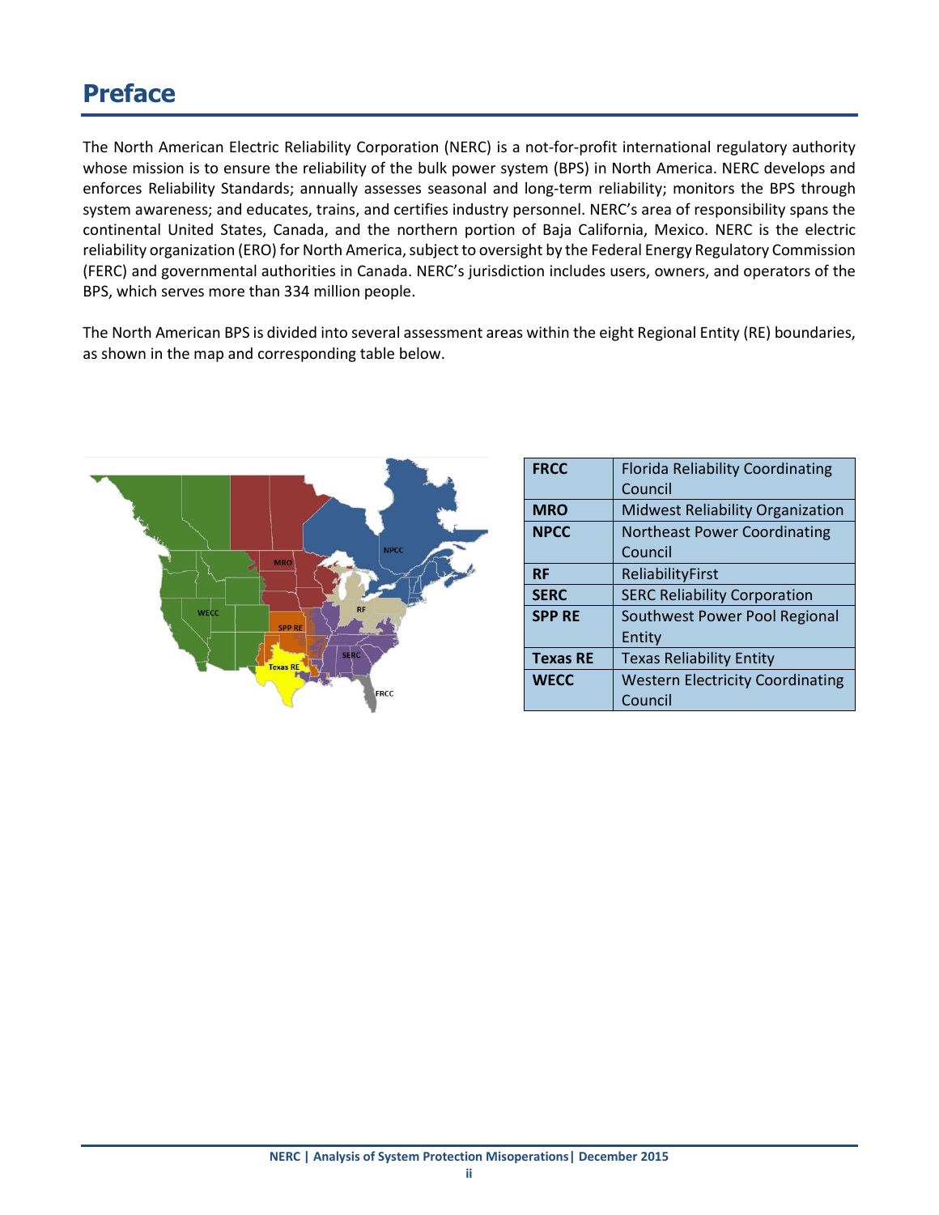# Preface

The North American Electric Reliability Corporation (NERC) is a not-for-profit international regulatory authority whose mission is to ensure the reliability of the bulk power system (BPS) in North America. NERC develops and enforces Reliability Standards; annually assesses seasonal and long-term reliability; monitors the BPS through system awareness; and educates, trains, and certifies industry personnel. NERC's area of responsibility spans the continental United States, Canada, and the northern portion of Baja California, Mexico. NERC is the electric reliability organization (ERO) for North America, subject to oversight by the Federal Energy Regulatory Commission (FERC) and governmental authorities in Canada. NERC's jurisdiction includes users, owners, and operators of the BPS, which serves more than 334 million people.

The North American BPS is divided into several assessment areas within the eight Regional Entity (RE) boundaries, as shown in the map and corresponding table below.

| | |
|---|---|
| **FRCC** | Florida Reliability Coordinating Council |
| **MRO** | Midwest Reliability Organization |
| **NPCC** | Northeast Power Coordinating Council |
| **RF** | ReliabilityFirst |
| **SERC** | SERC Reliability Corporation |
| **SPP RE** | Southwest Power Pool Regional Entity |
| **Texas RE** | Texas Reliability Entity |
| **WECC** | Western Electricity Coordinating Council |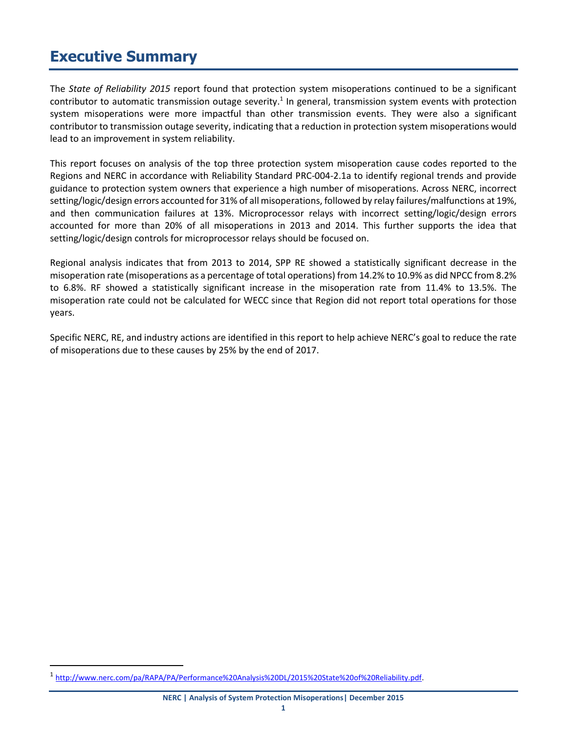# Executive Summary

The *State of Reliability 2015* report found that protection system misoperations continued to be a significant contributor to automatic transmission outage severity.[1] In general, transmission system events with protection system misoperations were more impactful than other transmission events. They were also a significant contributor to transmission outage severity, indicating that a reduction in protection system misoperations would lead to an improvement in system reliability.

This report focuses on analysis of the top three protection system misoperation cause codes reported to the Regions and NERC in accordance with Reliability Standard PRC-004-2.1a to identify regional trends and provide guidance to protection system owners that experience a high number of misoperations. Across NERC, incorrect setting/logic/design errors accounted for 31% of all misoperations, followed by relay failures/malfunctions at 19%, and then communication failures at 13%. Microprocessor relays with incorrect setting/logic/design errors accounted for more than 20% of all misoperations in 2013 and 2014. This further supports the idea that setting/logic/design controls for microprocessor relays should be focused on.

Regional analysis indicates that from 2013 to 2014, SPP RE showed a statistically significant decrease in the misoperation rate (misoperations as a percentage of total operations) from 14.2% to 10.9% as did NPCC from 8.2% to 6.8%. RF showed a statistically significant increase in the misoperation rate from 11.4% to 13.5%. The misoperation rate could not be calculated for WECC since that Region did not report total operations for those years.

Specific NERC, RE, and industry actions are identified in this report to help achieve NERC's goal to reduce the rate of misoperations due to these causes by 25% by the end of 2017.

[1] http://www.nerc.com/pa/RAPA/PA/Performance%20Analysis%20DL/2015%20State%20of%20Reliability.pdf.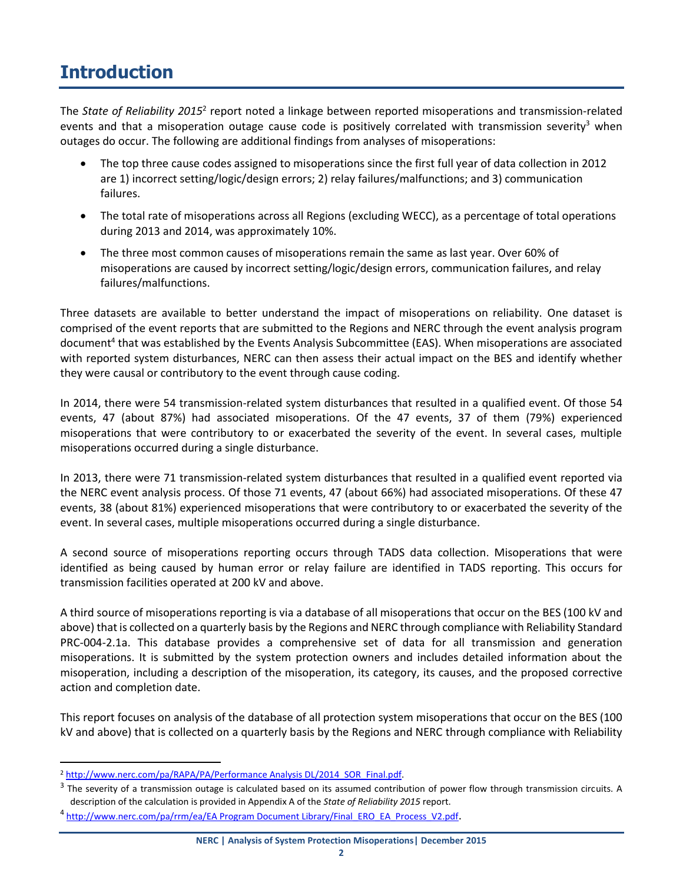# Introduction

The *State of Reliability 2015*[2] report noted a linkage between reported misoperations and transmission-related events and that a misoperation outage cause code is positively correlated with transmission severity[3] when outages do occur. The following are additional findings from analyses of misoperations:

- The top three cause codes assigned to misoperations since the first full year of data collection in 2012 are 1) incorrect setting/logic/design errors; 2) relay failures/malfunctions; and 3) communication failures.
- The total rate of misoperations across all Regions (excluding WECC), as a percentage of total operations during 2013 and 2014, was approximately 10%.
- The three most common causes of misoperations remain the same as last year. Over 60% of misoperations are caused by incorrect setting/logic/design errors, communication failures, and relay failures/malfunctions.

Three datasets are available to better understand the impact of misoperations on reliability. One dataset is comprised of the event reports that are submitted to the Regions and NERC through the event analysis program document[4] that was established by the Events Analysis Subcommittee (EAS). When misoperations are associated with reported system disturbances, NERC can then assess their actual impact on the BES and identify whether they were causal or contributory to the event through cause coding.

In 2014, there were 54 transmission-related system disturbances that resulted in a qualified event. Of those 54 events, 47 (about 87%) had associated misoperations. Of the 47 events, 37 of them (79%) experienced misoperations that were contributory to or exacerbated the severity of the event. In several cases, multiple misoperations occurred during a single disturbance.

In 2013, there were 71 transmission-related system disturbances that resulted in a qualified event reported via the NERC event analysis process. Of those 71 events, 47 (about 66%) had associated misoperations. Of these 47 events, 38 (about 81%) experienced misoperations that were contributory to or exacerbated the severity of the event. In several cases, multiple misoperations occurred during a single disturbance.

A second source of misoperations reporting occurs through TADS data collection. Misoperations that were identified as being caused by human error or relay failure are identified in TADS reporting. This occurs for transmission facilities operated at 200 kV and above.

A third source of misoperations reporting is via a database of all misoperations that occur on the BES (100 kV and above) that is collected on a quarterly basis by the Regions and NERC through compliance with Reliability Standard PRC-004-2.1a. This database provides a comprehensive set of data for all transmission and generation misoperations. It is submitted by the system protection owners and includes detailed information about the misoperation, including a description of the misoperation, its category, its causes, and the proposed corrective action and completion date.

This report focuses on analysis of the database of all protection system misoperations that occur on the BES (100 kV and above) that is collected on a quarterly basis by the Regions and NERC through compliance with Reliability

---

[2] http://www.nerc.com/pa/RAPA/PA/Performance Analysis DL/2014_SOR_Final.pdf.

[3] The severity of a transmission outage is calculated based on its assumed contribution of power flow through transmission circuits. A description of the calculation is provided in Appendix A of the *State of Reliability 2015* report.

[4] http://www.nerc.com/pa/rrm/ea/EA Program Document Library/Final_ERO_EA_Process_V2.pdf.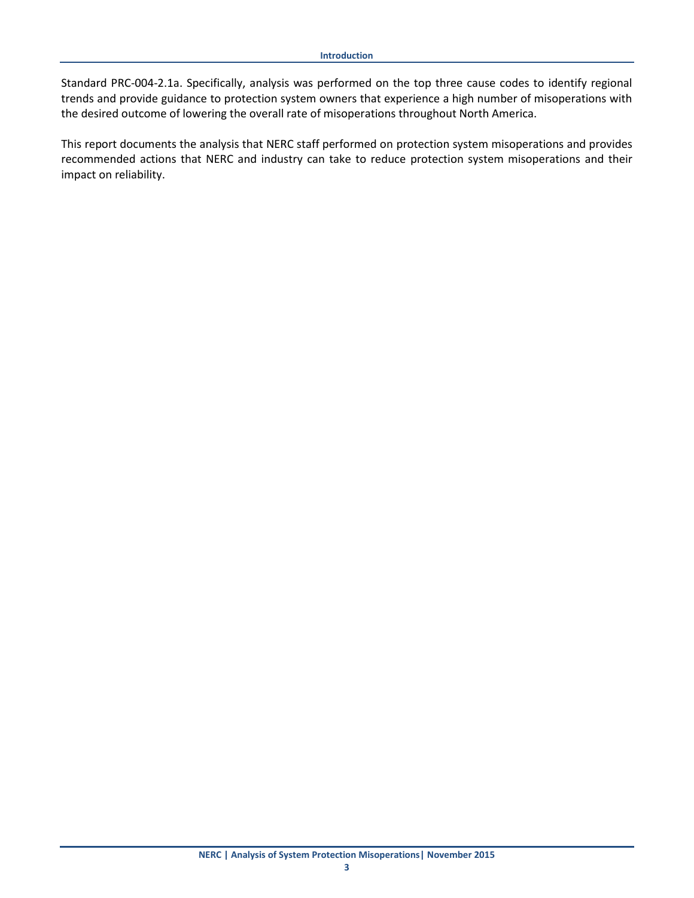Standard PRC-004-2.1a. Specifically, analysis was performed on the top three cause codes to identify regional trends and provide guidance to protection system owners that experience a high number of misoperations with the desired outcome of lowering the overall rate of misoperations throughout North America.

This report documents the analysis that NERC staff performed on protection system misoperations and provides recommended actions that NERC and industry can take to reduce protection system misoperations and their impact on reliability.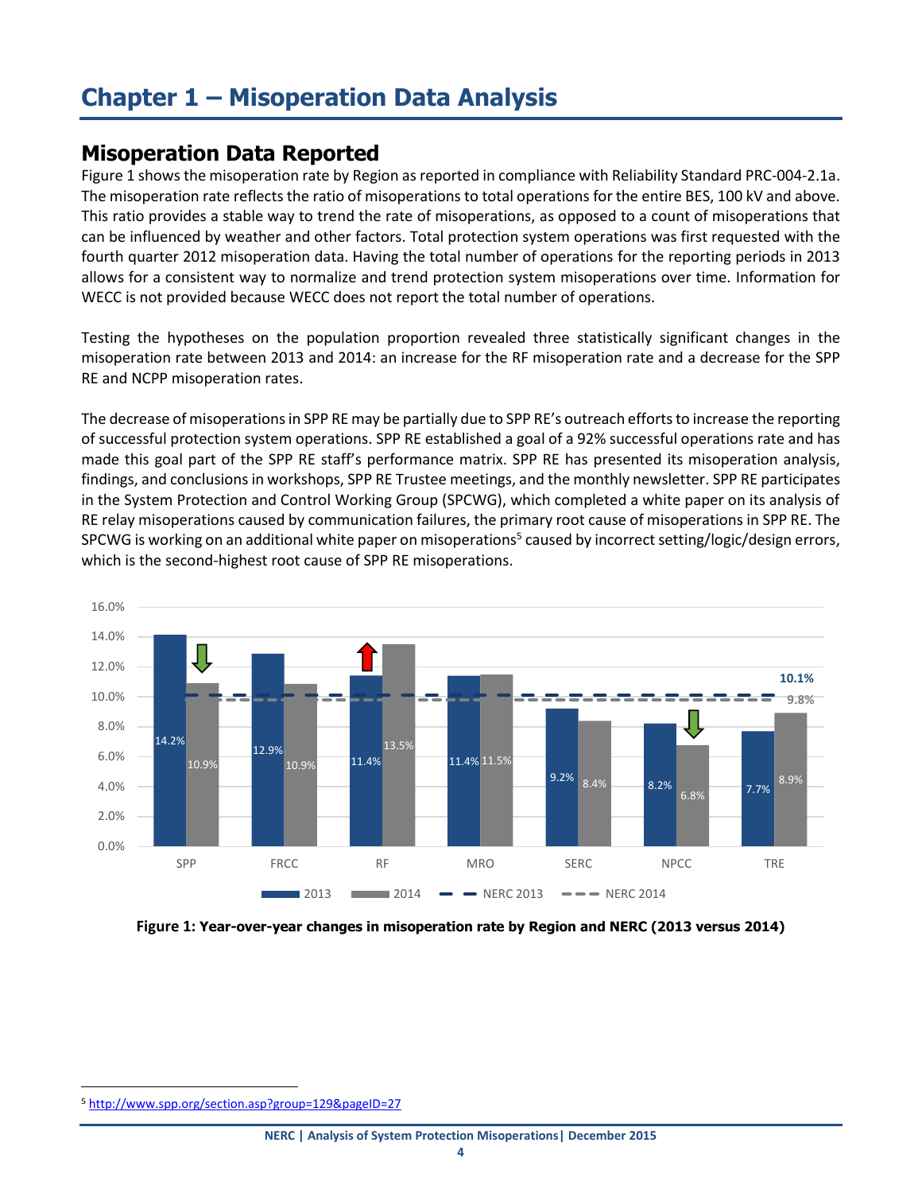# Chapter 1 – Misoperation Data Analysis

## Misoperation Data Reported

Figure 1 shows the misoperation rate by Region as reported in compliance with Reliability Standard PRC-004-2.1a. The misoperation rate reflects the ratio of misoperations to total operations for the entire BES, 100 kV and above. This ratio provides a stable way to trend the rate of misoperations, as opposed to a count of misoperations that can be influenced by weather and other factors. Total protection system operations was first requested with the fourth quarter 2012 misoperation data. Having the total number of operations for the reporting periods in 2013 allows for a consistent way to normalize and trend protection system misoperations over time. Information for WECC is not provided because WECC does not report the total number of operations.

Testing the hypotheses on the population proportion revealed three statistically significant changes in the misoperation rate between 2013 and 2014: an increase for the RF misoperation rate and a decrease for the SPP RE and NCPP misoperation rates.

The decrease of misoperations in SPP RE may be partially due to SPP RE's outreach efforts to increase the reporting of successful protection system operations. SPP RE established a goal of a 92% successful operations rate and has made this goal part of the SPP RE staff's performance matrix. SPP RE has presented its misoperation analysis, findings, and conclusions in workshops, SPP RE Trustee meetings, and the monthly newsletter. SPP RE participates in the System Protection and Control Working Group (SPCWG), which completed a white paper on its analysis of RE relay misoperations caused by communication failures, the primary root cause of misoperations in SPP RE. The SPCWG is working on an additional white paper on misoperations[5] caused by incorrect setting/logic/design errors, which is the second-highest root cause of SPP RE misoperations.

| Region | 2013 | 2014 |
|---|---|---|
| SPP | 14.2% | 10.9% |
| FRCC | 12.9% | 10.9% |
| RF | 11.4% | 13.5% |
| MRO | 11.4% | 11.5% |
| SERC | 9.2% | 8.4% |
| NPCC | 8.2% | 6.8% |
| TRE | 7.7% | 8.9% |

NERC 2013: 10.1%; NERC 2014: 9.8%

**Figure 1: Year-over-year changes in misoperation rate by Region and NERC (2013 versus 2014)**

---

[5] http://www.spp.org/section.asp?group=129&pageID=27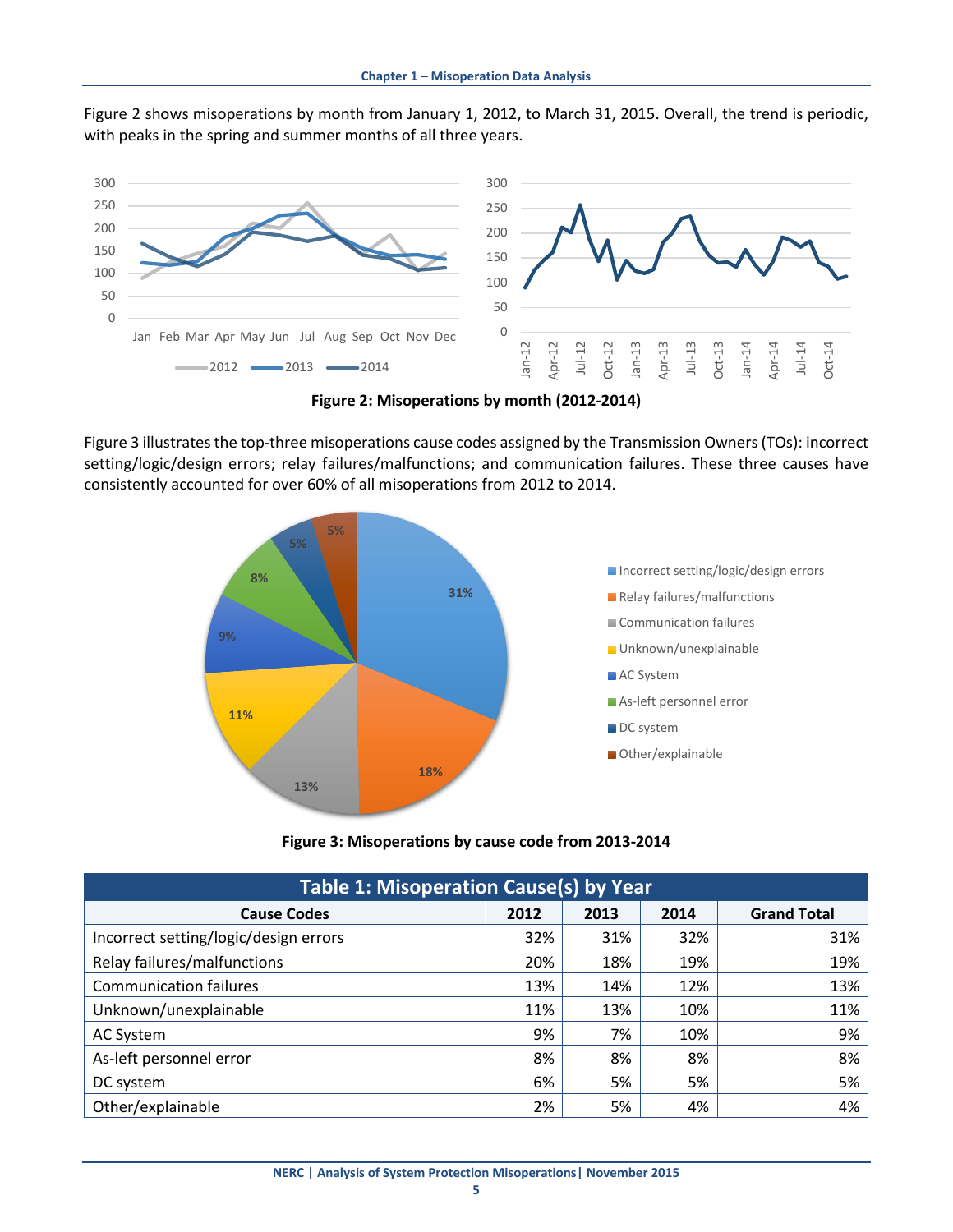Figure 2 shows misoperations by month from January 1, 2012, to March 31, 2015. Overall, the trend is periodic, with peaks in the spring and summer months of all three years.

**Figure 2: Misoperations by month (2012-2014)**

Figure 3 illustrates the top-three misoperations cause codes assigned by the Transmission Owners (TOs): incorrect setting/logic/design errors; relay failures/malfunctions; and communication failures. These three causes have consistently accounted for over 60% of all misoperations from 2012 to 2014.

**Figure 3: Misoperations by cause code from 2013-2014**

| Table 1: Misoperation Cause(s) by Year | | | | |
|---|---|---|---|---|
| **Cause Codes** | **2012** | **2013** | **2014** | **Grand Total** |
| Incorrect setting/logic/design errors | 32% | 31% | 32% | 31% |
| Relay failures/malfunctions | 20% | 18% | 19% | 19% |
| Communication failures | 13% | 14% | 12% | 13% |
| Unknown/unexplainable | 11% | 13% | 10% | 11% |
| AC System | 9% | 7% | 10% | 9% |
| As-left personnel error | 8% | 8% | 8% | 8% |
| DC system | 6% | 5% | 5% | 5% |
| Other/explainable | 2% | 5% | 4% | 4% |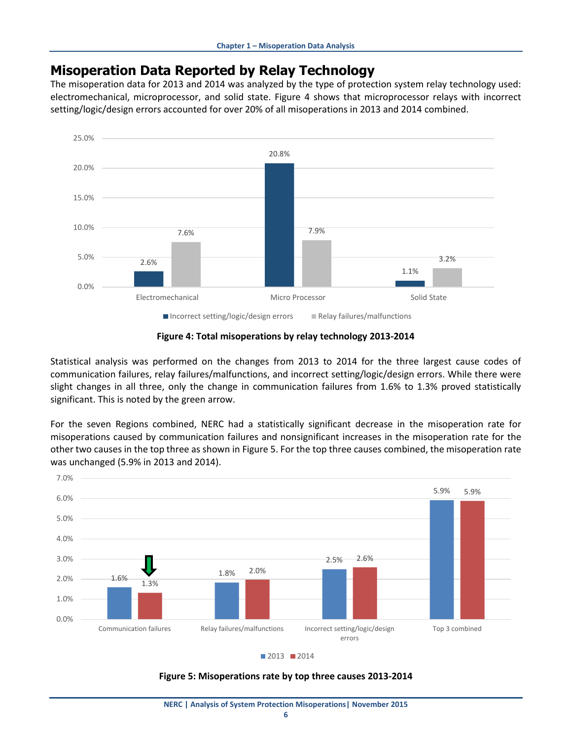## Misoperation Data Reported by Relay Technology

The misoperation data for 2013 and 2014 was analyzed by the type of protection system relay technology used: electromechanical, microprocessor, and solid state. Figure 4 shows that microprocessor relays with incorrect setting/logic/design errors accounted for over 20% of all misoperations in 2013 and 2014 combined.

| | Incorrect setting/logic/design errors | Relay failures/malfunctions |
|---|---|---|
| Electromechanical | 2.6% | 7.6% |
| Micro Processor | 20.8% | 7.9% |
| Solid State | 1.1% | 3.2% |

**Figure 4: Total misoperations by relay technology 2013-2014**

Statistical analysis was performed on the changes from 2013 to 2014 for the three largest cause codes of communication failures, relay failures/malfunctions, and incorrect setting/logic/design errors. While there were slight changes in all three, only the change in communication failures from 1.6% to 1.3% proved statistically significant. This is noted by the green arrow.

For the seven Regions combined, NERC had a statistically significant decrease in the misoperation rate for misoperations caused by communication failures and nonsignificant increases in the misoperation rate for the other two causes in the top three as shown in Figure 5. For the top three causes combined, the misoperation rate was unchanged (5.9% in 2013 and 2014).

| | 2013 | 2014 |
|---|---|---|
| Communication failures | 1.6% | 1.3% |
| Relay failures/malfunctions | 1.8% | 2.0% |
| Incorrect setting/logic/design errors | 2.5% | 2.6% |
| Top 3 combined | 5.9% | 5.9% |

**Figure 5: Misoperations rate by top three causes 2013-2014**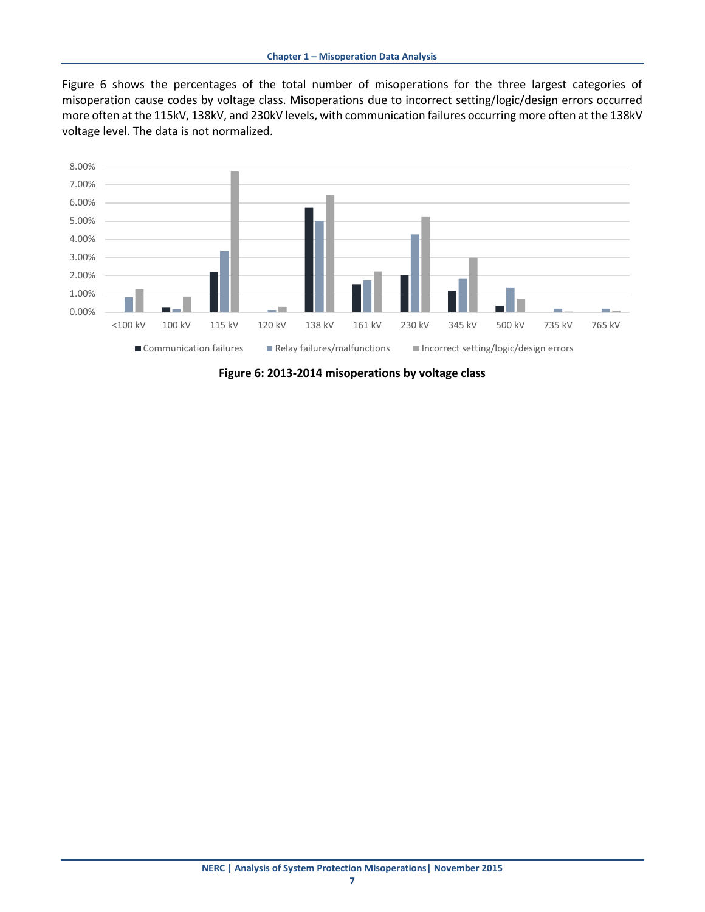Figure 6 shows the percentages of the total number of misoperations for the three largest categories of misoperation cause codes by voltage class. Misoperations due to incorrect setting/logic/design errors occurred more often at the 115kV, 138kV, and 230kV levels, with communication failures occurring more often at the 138kV voltage level. The data is not normalized.

**Figure 6: 2013-2014 misoperations by voltage class**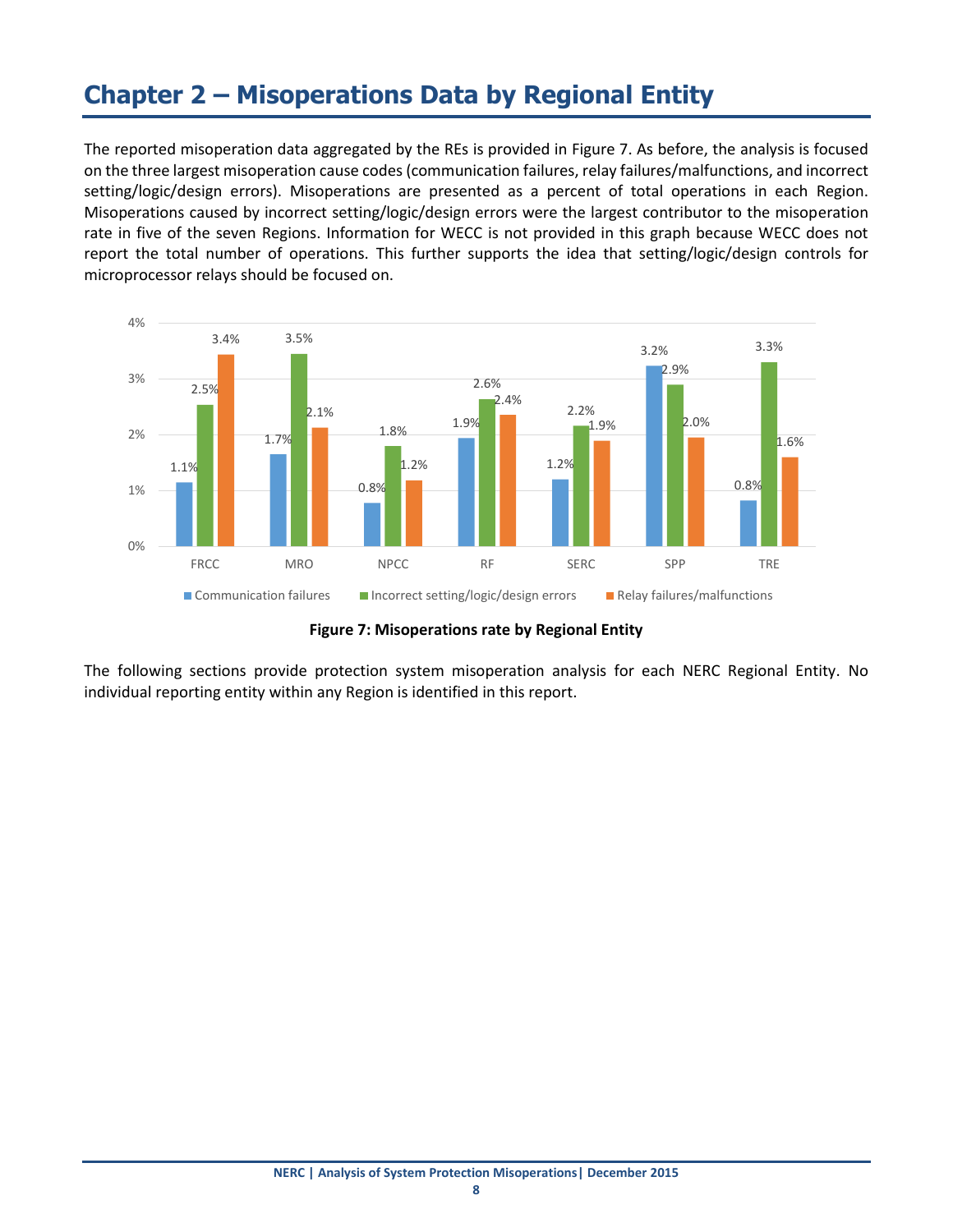# Chapter 2 – Misoperations Data by Regional Entity

The reported misoperation data aggregated by the REs is provided in Figure 7. As before, the analysis is focused on the three largest misoperation cause codes (communication failures, relay failures/malfunctions, and incorrect setting/logic/design errors). Misoperations are presented as a percent of total operations in each Region. Misoperations caused by incorrect setting/logic/design errors were the largest contributor to the misoperation rate in five of the seven Regions. Information for WECC is not provided in this graph because WECC does not report the total number of operations. This further supports the idea that setting/logic/design controls for microprocessor relays should be focused on.

| Region | Communication failures | Incorrect setting/logic/design errors | Relay failures/malfunctions |
|---|---|---|---|
| FRCC | 1.1% | 2.5% | 3.4% |
| MRO | 1.7% | 3.5% | 2.1% |
| NPCC | 0.8% | 1.8% | 1.2% |
| RF | 1.9% | 2.6% | 2.4% |
| SERC | 1.2% | 2.2% | 1.9% |
| SPP | 3.2% | 2.9% | 2.0% |
| TRE | 0.8% | 3.3% | 1.6% |

**Figure 7: Misoperations rate by Regional Entity**

The following sections provide protection system misoperation analysis for each NERC Regional Entity. No individual reporting entity within any Region is identified in this report.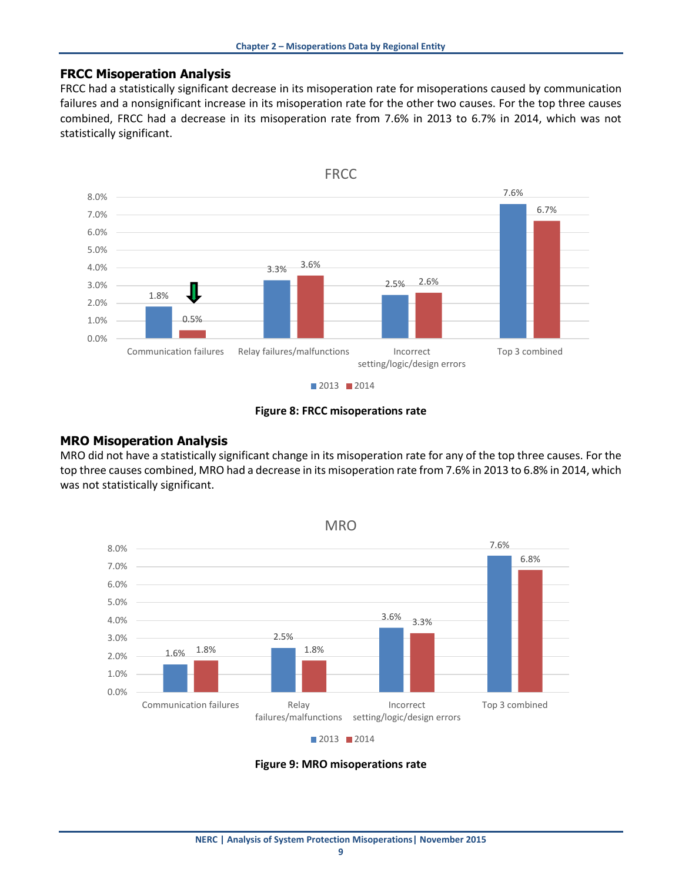## FRCC Misoperation Analysis

FRCC had a statistically significant decrease in its misoperation rate for misoperations caused by communication failures and a nonsignificant increase in its misoperation rate for the other two causes. For the top three causes combined, FRCC had a decrease in its misoperation rate from 7.6% in 2013 to 6.7% in 2014, which was not statistically significant.

FRCC

| | 2013 | 2014 |
|---|---|---|
| Communication failures | 1.8% | 0.5% |
| Relay failures/malfunctions | 3.3% | 3.6% |
| Incorrect setting/logic/design errors | 2.5% | 2.6% |
| Top 3 combined | 7.6% | 6.7% |

**Figure 8: FRCC misoperations rate**

## MRO Misoperation Analysis

MRO did not have a statistically significant change in its misoperation rate for any of the top three causes. For the top three causes combined, MRO had a decrease in its misoperation rate from 7.6% in 2013 to 6.8% in 2014, which was not statistically significant.

MRO

| | 2013 | 2014 |
|---|---|---|
| Communication failures | 1.6% | 1.8% |
| Relay failures/malfunctions | 2.5% | 1.8% |
| Incorrect setting/logic/design errors | 3.6% | 3.3% |
| Top 3 combined | 7.6% | 6.8% |

**Figure 9: MRO misoperations rate**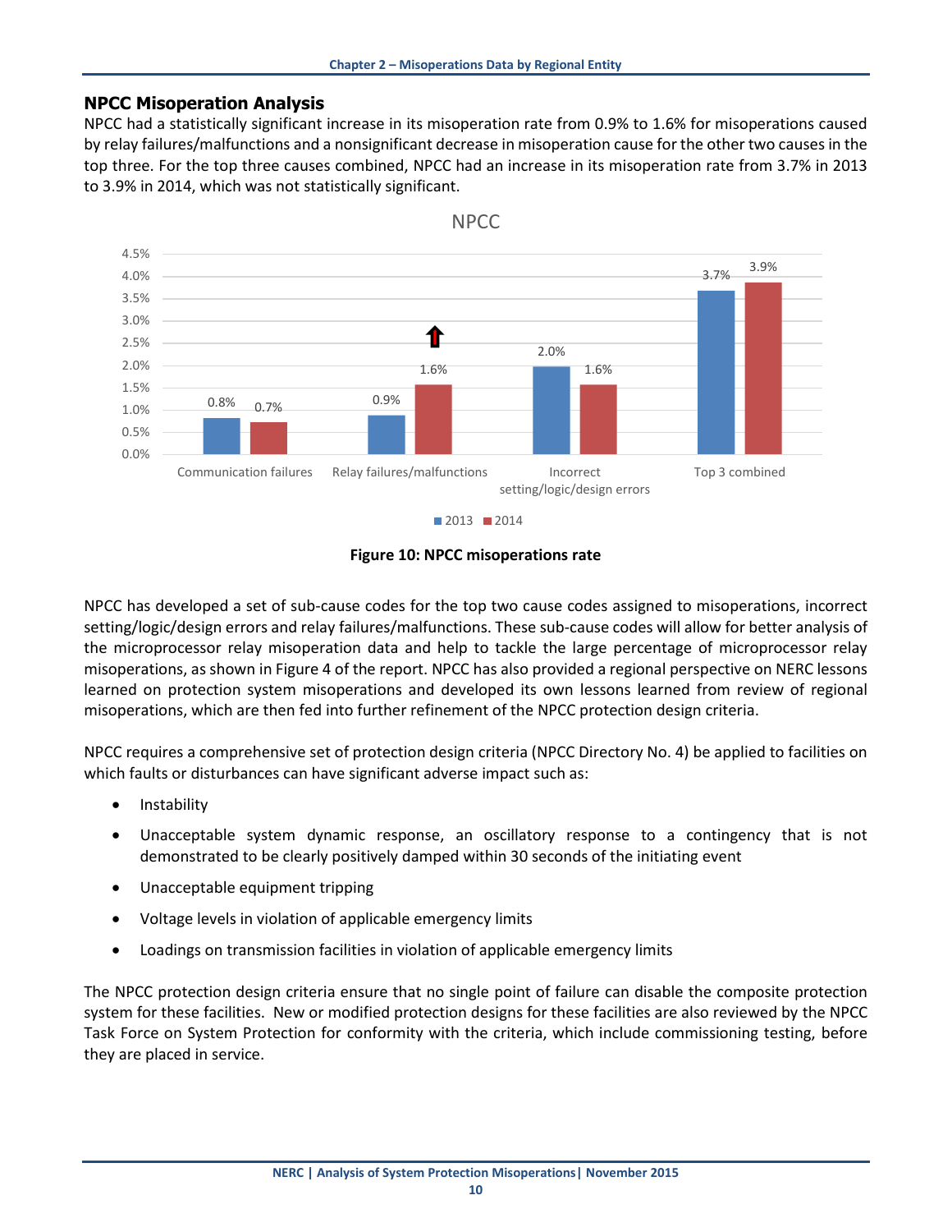## NPCC Misoperation Analysis

NPCC had a statistically significant increase in its misoperation rate from 0.9% to 1.6% for misoperations caused by relay failures/malfunctions and a nonsignificant decrease in misoperation cause for the other two causes in the top three. For the top three causes combined, NPCC had an increase in its misoperation rate from 3.7% in 2013 to 3.9% in 2014, which was not statistically significant.

| NPCC | 2013 | 2014 |
|---|---|---|
| Communication failures | 0.8% | 0.7% |
| Relay failures/malfunctions | 0.9% | 1.6% |
| Incorrect setting/logic/design errors | 2.0% | 1.6% |
| Top 3 combined | 3.7% | 3.9% |

**Figure 10: NPCC misoperations rate**

NPCC has developed a set of sub-cause codes for the top two cause codes assigned to misoperations, incorrect setting/logic/design errors and relay failures/malfunctions. These sub-cause codes will allow for better analysis of the microprocessor relay misoperation data and help to tackle the large percentage of microprocessor relay misoperations, as shown in Figure 4 of the report. NPCC has also provided a regional perspective on NERC lessons learned on protection system misoperations and developed its own lessons learned from review of regional misoperations, which are then fed into further refinement of the NPCC protection design criteria.

NPCC requires a comprehensive set of protection design criteria (NPCC Directory No. 4) be applied to facilities on which faults or disturbances can have significant adverse impact such as:

- Instability
- Unacceptable system dynamic response, an oscillatory response to a contingency that is not demonstrated to be clearly positively damped within 30 seconds of the initiating event
- Unacceptable equipment tripping
- Voltage levels in violation of applicable emergency limits
- Loadings on transmission facilities in violation of applicable emergency limits

The NPCC protection design criteria ensure that no single point of failure can disable the composite protection system for these facilities. New or modified protection designs for these facilities are also reviewed by the NPCC Task Force on System Protection for conformity with the criteria, which include commissioning testing, before they are placed in service.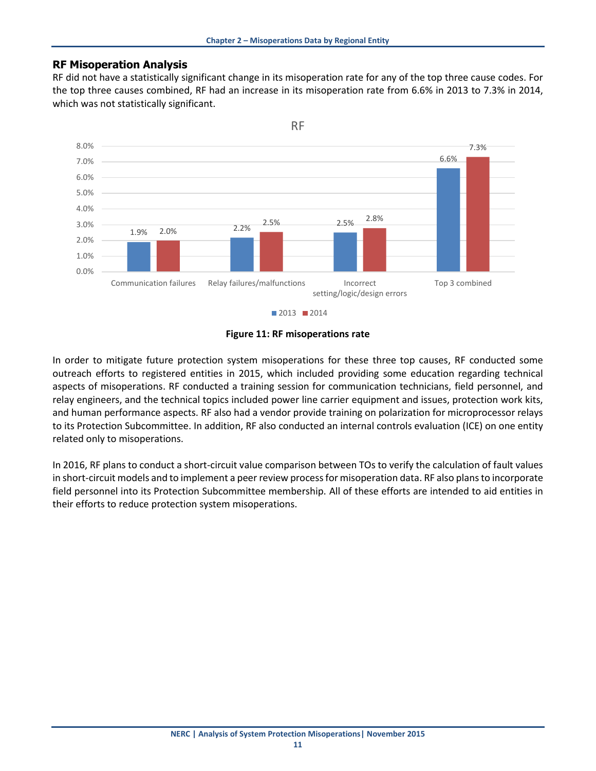## RF Misoperation Analysis

RF did not have a statistically significant change in its misoperation rate for any of the top three cause codes. For the top three causes combined, RF had an increase in its misoperation rate from 6.6% in 2013 to 7.3% in 2014, which was not statistically significant.

| | 2013 | 2014 |
|---|---|---|
| Communication failures | 1.9% | 2.0% |
| Relay failures/malfunctions | 2.2% | 2.5% |
| Incorrect setting/logic/design errors | 2.5% | 2.8% |
| Top 3 combined | 6.6% | 7.3% |

**Figure 11: RF misoperations rate**

In order to mitigate future protection system misoperations for these three top causes, RF conducted some outreach efforts to registered entities in 2015, which included providing some education regarding technical aspects of misoperations. RF conducted a training session for communication technicians, field personnel, and relay engineers, and the technical topics included power line carrier equipment and issues, protection work kits, and human performance aspects. RF also had a vendor provide training on polarization for microprocessor relays to its Protection Subcommittee. In addition, RF also conducted an internal controls evaluation (ICE) on one entity related only to misoperations.

In 2016, RF plans to conduct a short-circuit value comparison between TOs to verify the calculation of fault values in short-circuit models and to implement a peer review process for misoperation data. RF also plans to incorporate field personnel into its Protection Subcommittee membership. All of these efforts are intended to aid entities in their efforts to reduce protection system misoperations.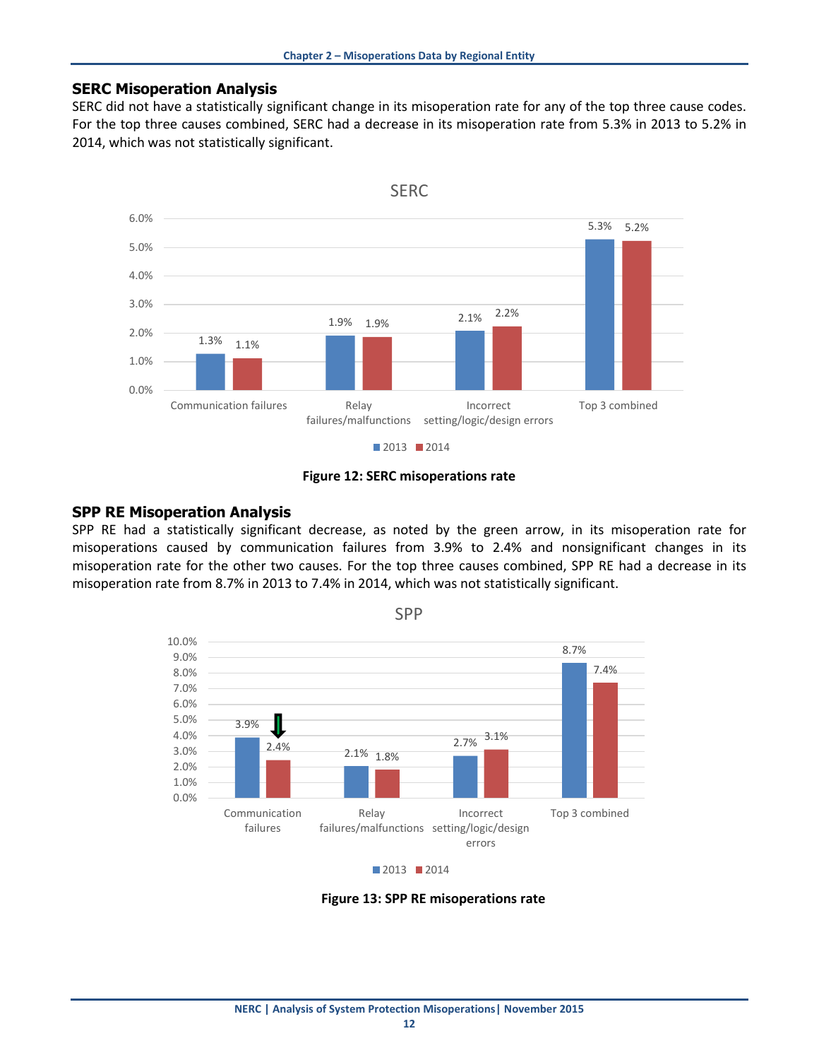## SERC Misoperation Analysis

SERC did not have a statistically significant change in its misoperation rate for any of the top three cause codes. For the top three causes combined, SERC had a decrease in its misoperation rate from 5.3% in 2013 to 5.2% in 2014, which was not statistically significant.

| SERC | 2013 | 2014 |
|---|---|---|
| Communication failures | 1.3% | 1.1% |
| Relay failures/malfunctions | 1.9% | 1.9% |
| Incorrect setting/logic/design errors | 2.1% | 2.2% |
| Top 3 combined | 5.3% | 5.2% |

**Figure 12: SERC misoperations rate**

## SPP RE Misoperation Analysis

SPP RE had a statistically significant decrease, as noted by the green arrow, in its misoperation rate for misoperations caused by communication failures from 3.9% to 2.4% and nonsignificant changes in its misoperation rate for the other two causes. For the top three causes combined, SPP RE had a decrease in its misoperation rate from 8.7% in 2013 to 7.4% in 2014, which was not statistically significant.

| SPP | 2013 | 2014 |
|---|---|---|
| Communication failures | 3.9% | 2.4% |
| Relay failures/malfunctions | 2.1% | 1.8% |
| Incorrect setting/logic/design errors | 2.7% | 3.1% |
| Top 3 combined | 8.7% | 7.4% |

**Figure 13: SPP RE misoperations rate**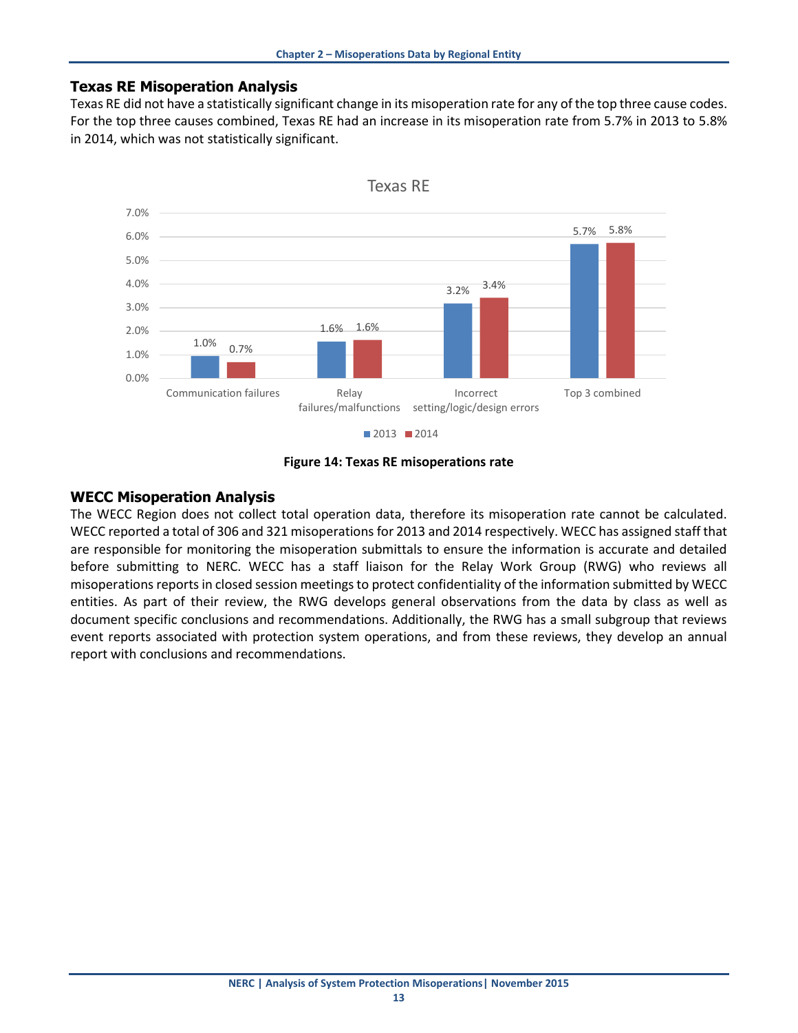## Texas RE Misoperation Analysis

Texas RE did not have a statistically significant change in its misoperation rate for any of the top three cause codes. For the top three causes combined, Texas RE had an increase in its misoperation rate from 5.7% in 2013 to 5.8% in 2014, which was not statistically significant.

**Figure 14: Texas RE misoperations rate**

## WECC Misoperation Analysis

The WECC Region does not collect total operation data, therefore its misoperation rate cannot be calculated. WECC reported a total of 306 and 321 misoperations for 2013 and 2014 respectively. WECC has assigned staff that are responsible for monitoring the misoperation submittals to ensure the information is accurate and detailed before submitting to NERC. WECC has a staff liaison for the Relay Work Group (RWG) who reviews all misoperations reports in closed session meetings to protect confidentiality of the information submitted by WECC entities. As part of their review, the RWG develops general observations from the data by class as well as document specific conclusions and recommendations. Additionally, the RWG has a small subgroup that reviews event reports associated with protection system operations, and from these reviews, they develop an annual report with conclusions and recommendations.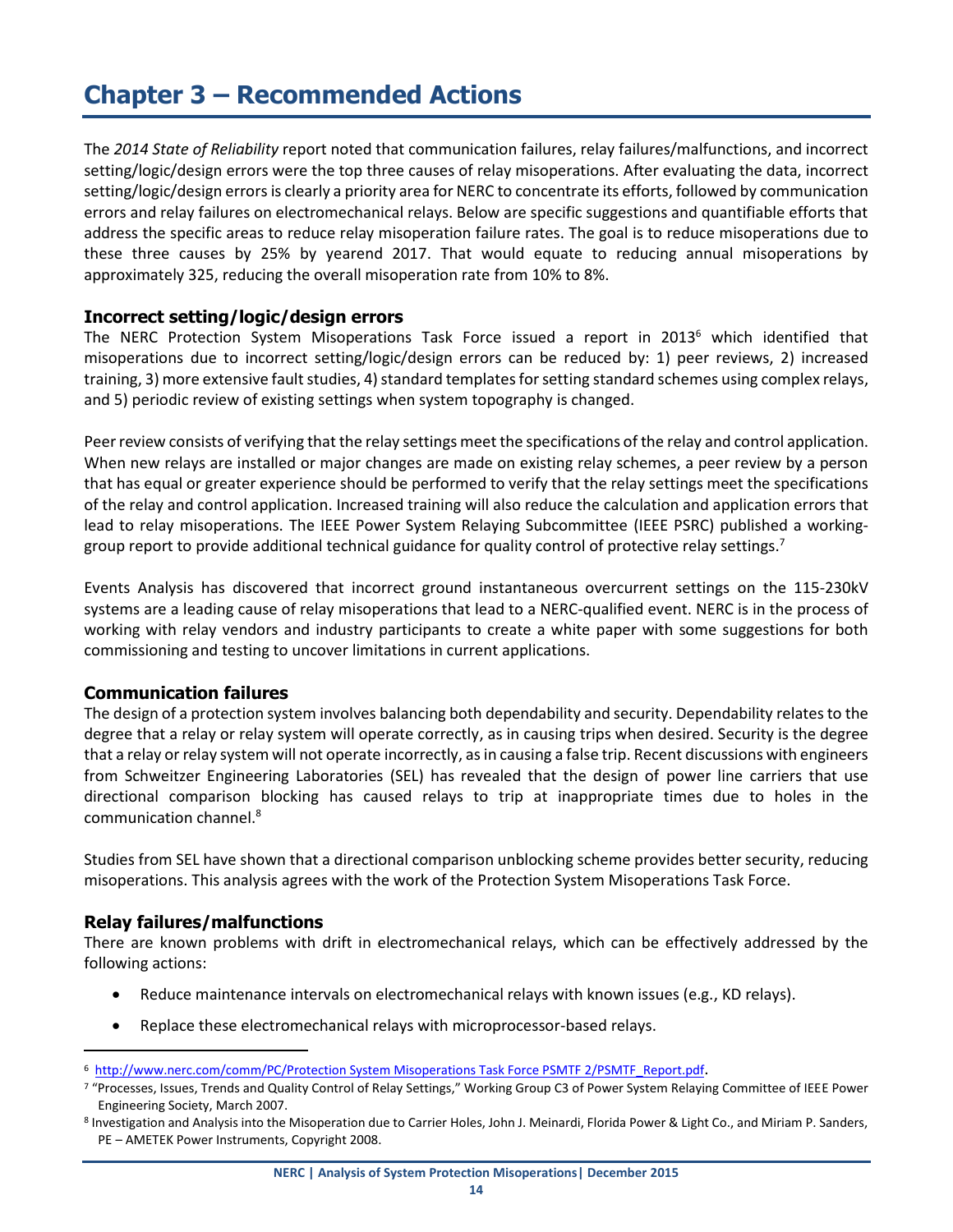# Chapter 3 – Recommended Actions

The *2014 State of Reliability* report noted that communication failures, relay failures/malfunctions, and incorrect setting/logic/design errors were the top three causes of relay misoperations. After evaluating the data, incorrect setting/logic/design errors is clearly a priority area for NERC to concentrate its efforts, followed by communication errors and relay failures on electromechanical relays. Below are specific suggestions and quantifiable efforts that address the specific areas to reduce relay misoperation failure rates. The goal is to reduce misoperations due to these three causes by 25% by yearend 2017. That would equate to reducing annual misoperations by approximately 325, reducing the overall misoperation rate from 10% to 8%.

## Incorrect setting/logic/design errors

The NERC Protection System Misoperations Task Force issued a report in 2013[6] which identified that misoperations due to incorrect setting/logic/design errors can be reduced by: 1) peer reviews, 2) increased training, 3) more extensive fault studies, 4) standard templates for setting standard schemes using complex relays, and 5) periodic review of existing settings when system topography is changed.

Peer review consists of verifying that the relay settings meet the specifications of the relay and control application. When new relays are installed or major changes are made on existing relay schemes, a peer review by a person that has equal or greater experience should be performed to verify that the relay settings meet the specifications of the relay and control application. Increased training will also reduce the calculation and application errors that lead to relay misoperations. The IEEE Power System Relaying Subcommittee (IEEE PSRC) published a working-group report to provide additional technical guidance for quality control of protective relay settings.[7]

Events Analysis has discovered that incorrect ground instantaneous overcurrent settings on the 115-230kV systems are a leading cause of relay misoperations that lead to a NERC-qualified event. NERC is in the process of working with relay vendors and industry participants to create a white paper with some suggestions for both commissioning and testing to uncover limitations in current applications.

## Communication failures

The design of a protection system involves balancing both dependability and security. Dependability relates to the degree that a relay or relay system will operate correctly, as in causing trips when desired. Security is the degree that a relay or relay system will not operate incorrectly, as in causing a false trip. Recent discussions with engineers from Schweitzer Engineering Laboratories (SEL) has revealed that the design of power line carriers that use directional comparison blocking has caused relays to trip at inappropriate times due to holes in the communication channel.[8]

Studies from SEL have shown that a directional comparison unblocking scheme provides better security, reducing misoperations. This analysis agrees with the work of the Protection System Misoperations Task Force.

## Relay failures/malfunctions

There are known problems with drift in electromechanical relays, which can be effectively addressed by the following actions:

- Reduce maintenance intervals on electromechanical relays with known issues (e.g., KD relays).
- Replace these electromechanical relays with microprocessor-based relays.

---

[6] http://www.nerc.com/comm/PC/Protection System Misoperations Task Force PSMTF 2/PSMTF_Report.pdf.

[7] "Processes, Issues, Trends and Quality Control of Relay Settings," Working Group C3 of Power System Relaying Committee of IEEE Power Engineering Society, March 2007.

[8] Investigation and Analysis into the Misoperation due to Carrier Holes, John J. Meinardi, Florida Power & Light Co., and Miriam P. Sanders, PE – AMETEK Power Instruments, Copyright 2008.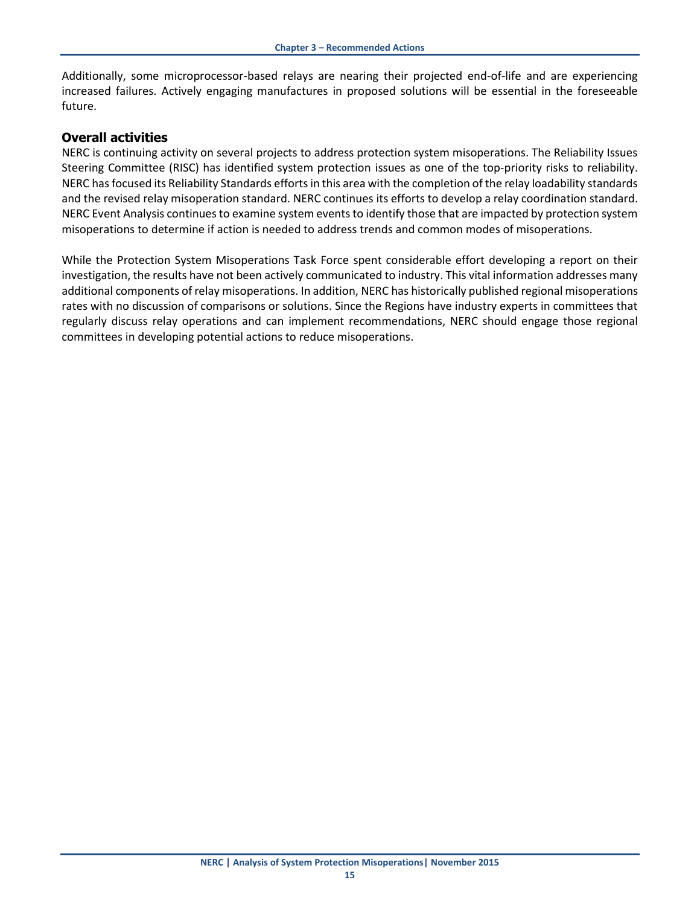Additionally, some microprocessor-based relays are nearing their projected end-of-life and are experiencing increased failures. Actively engaging manufactures in proposed solutions will be essential in the foreseeable future.

## Overall activities

NERC is continuing activity on several projects to address protection system misoperations. The Reliability Issues Steering Committee (RISC) has identified system protection issues as one of the top-priority risks to reliability. NERC has focused its Reliability Standards efforts in this area with the completion of the relay loadability standards and the revised relay misoperation standard. NERC continues its efforts to develop a relay coordination standard. NERC Event Analysis continues to examine system events to identify those that are impacted by protection system misoperations to determine if action is needed to address trends and common modes of misoperations.

While the Protection System Misoperations Task Force spent considerable effort developing a report on their investigation, the results have not been actively communicated to industry. This vital information addresses many additional components of relay misoperations. In addition, NERC has historically published regional misoperations rates with no discussion of comparisons or solutions. Since the Regions have industry experts in committees that regularly discuss relay operations and can implement recommendations, NERC should engage those regional committees in developing potential actions to reduce misoperations.